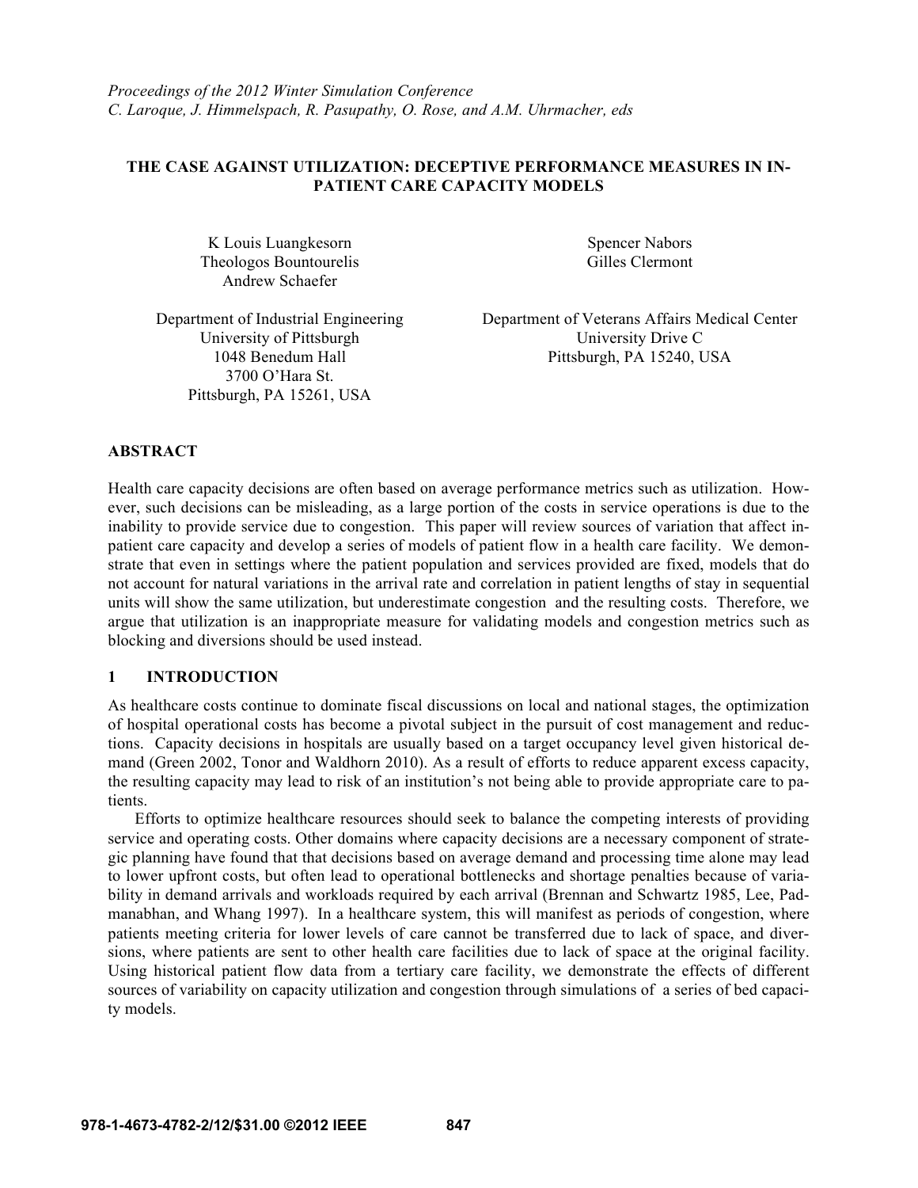*Proceedings of the 2012 Winter Simulation Conference*
*C. Laroque, J. Himmelspach, R. Pasupathy, O. Rose, and A.M. Uhrmacher, eds*

# THE CASE AGAINST UTILIZATION: DECEPTIVE PERFORMANCE MEASURES IN IN-PATIENT CARE CAPACITY MODELS

K Louis Luangkesorn
Theologos Bountourelis
Andrew Schaefer

Department of Industrial Engineering
University of Pittsburgh
1048 Benedum Hall
3700 O'Hara St.
Pittsburgh, PA 15261, USA

Spencer Nabors
Gilles Clermont

Department of Veterans Affairs Medical Center
University Drive C
Pittsburgh, PA 15240, USA

## ABSTRACT

Health care capacity decisions are often based on average performance metrics such as utilization. However, such decisions can be misleading, as a large portion of the costs in service operations is due to the inability to provide service due to congestion. This paper will review sources of variation that affect in-patient care capacity and develop a series of models of patient flow in a health care facility. We demonstrate that even in settings where the patient population and services provided are fixed, models that do not account for natural variations in the arrival rate and correlation in patient lengths of stay in sequential units will show the same utilization, but underestimate congestion and the resulting costs. Therefore, we argue that utilization is an inappropriate measure for validating models and congestion metrics such as blocking and diversions should be used instead.

## 1 INTRODUCTION

As healthcare costs continue to dominate fiscal discussions on local and national stages, the optimization of hospital operational costs has become a pivotal subject in the pursuit of cost management and reductions. Capacity decisions in hospitals are usually based on a target occupancy level given historical demand (Green 2002, Tonor and Waldhorn 2010). As a result of efforts to reduce apparent excess capacity, the resulting capacity may lead to risk of an institution's not being able to provide appropriate care to patients.

Efforts to optimize healthcare resources should seek to balance the competing interests of providing service and operating costs. Other domains where capacity decisions are a necessary component of strategic planning have found that that decisions based on average demand and processing time alone may lead to lower upfront costs, but often lead to operational bottlenecks and shortage penalties because of variability in demand arrivals and workloads required by each arrival (Brennan and Schwartz 1985, Lee, Padmanabhan, and Whang 1997). In a healthcare system, this will manifest as periods of congestion, where patients meeting criteria for lower levels of care cannot be transferred due to lack of space, and diversions, where patients are sent to other health care facilities due to lack of space at the original facility. Using historical patient flow data from a tertiary care facility, we demonstrate the effects of different sources of variability on capacity utilization and congestion through simulations of a series of bed capacity models.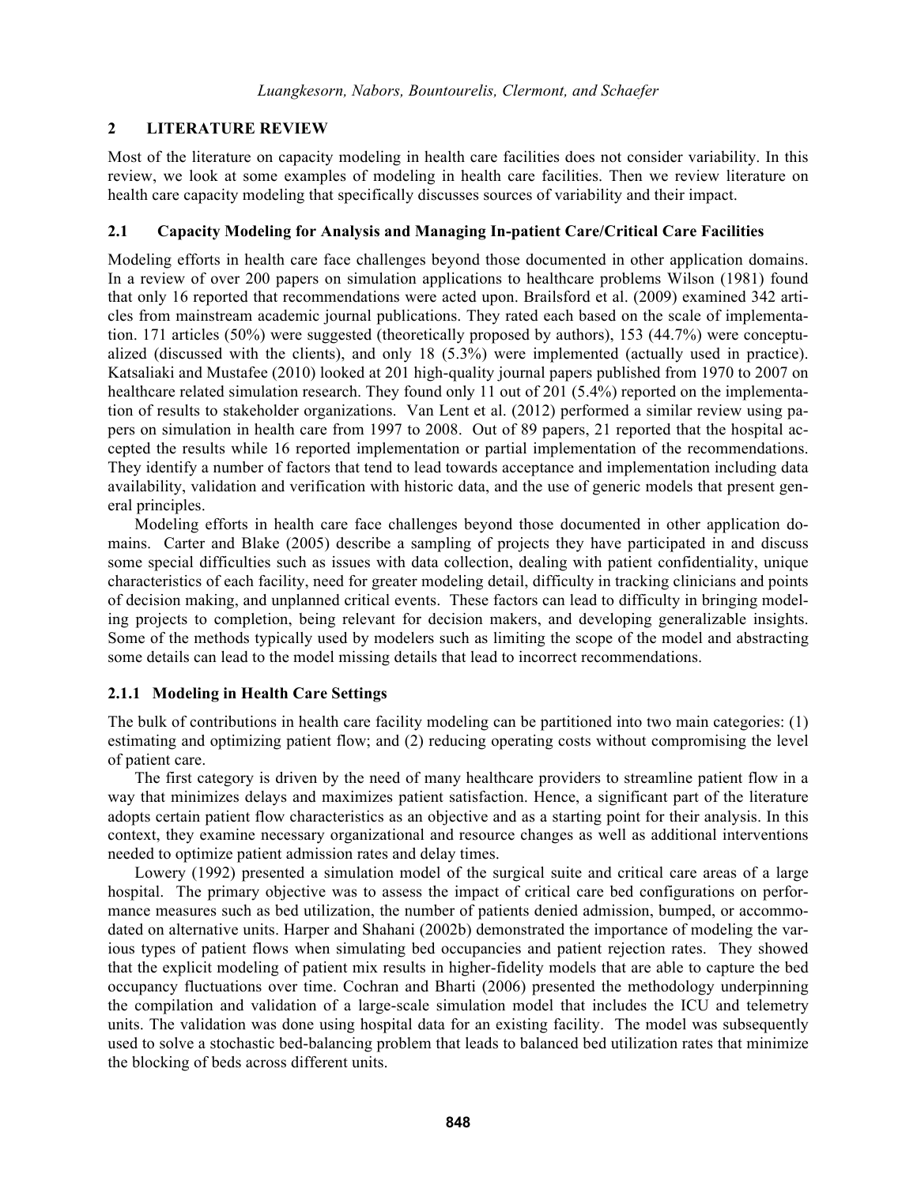## 2 LITERATURE REVIEW

Most of the literature on capacity modeling in health care facilities does not consider variability. In this review, we look at some examples of modeling in health care facilities. Then we review literature on health care capacity modeling that specifically discusses sources of variability and their impact.

### 2.1 Capacity Modeling for Analysis and Managing In-patient Care/Critical Care Facilities

Modeling efforts in health care face challenges beyond those documented in other application domains. In a review of over 200 papers on simulation applications to healthcare problems Wilson (1981) found that only 16 reported that recommendations were acted upon. Brailsford et al. (2009) examined 342 articles from mainstream academic journal publications. They rated each based on the scale of implementation. 171 articles (50%) were suggested (theoretically proposed by authors), 153 (44.7%) were conceptualized (discussed with the clients), and only 18 (5.3%) were implemented (actually used in practice). Katsaliaki and Mustafee (2010) looked at 201 high-quality journal papers published from 1970 to 2007 on healthcare related simulation research. They found only 11 out of 201 (5.4%) reported on the implementation of results to stakeholder organizations. Van Lent et al. (2012) performed a similar review using papers on simulation in health care from 1997 to 2008. Out of 89 papers, 21 reported that the hospital accepted the results while 16 reported implementation or partial implementation of the recommendations. They identify a number of factors that tend to lead towards acceptance and implementation including data availability, validation and verification with historic data, and the use of generic models that present general principles.

Modeling efforts in health care face challenges beyond those documented in other application domains. Carter and Blake (2005) describe a sampling of projects they have participated in and discuss some special difficulties such as issues with data collection, dealing with patient confidentiality, unique characteristics of each facility, need for greater modeling detail, difficulty in tracking clinicians and points of decision making, and unplanned critical events. These factors can lead to difficulty in bringing modeling projects to completion, being relevant for decision makers, and developing generalizable insights. Some of the methods typically used by modelers such as limiting the scope of the model and abstracting some details can lead to the model missing details that lead to incorrect recommendations.

#### 2.1.1 Modeling in Health Care Settings

The bulk of contributions in health care facility modeling can be partitioned into two main categories: (1) estimating and optimizing patient flow; and (2) reducing operating costs without compromising the level of patient care.

The first category is driven by the need of many healthcare providers to streamline patient flow in a way that minimizes delays and maximizes patient satisfaction. Hence, a significant part of the literature adopts certain patient flow characteristics as an objective and as a starting point for their analysis. In this context, they examine necessary organizational and resource changes as well as additional interventions needed to optimize patient admission rates and delay times.

Lowery (1992) presented a simulation model of the surgical suite and critical care areas of a large hospital. The primary objective was to assess the impact of critical care bed configurations on performance measures such as bed utilization, the number of patients denied admission, bumped, or accommodated on alternative units. Harper and Shahani (2002b) demonstrated the importance of modeling the various types of patient flows when simulating bed occupancies and patient rejection rates. They showed that the explicit modeling of patient mix results in higher-fidelity models that are able to capture the bed occupancy fluctuations over time. Cochran and Bharti (2006) presented the methodology underpinning the compilation and validation of a large-scale simulation model that includes the ICU and telemetry units. The validation was done using hospital data for an existing facility. The model was subsequently used to solve a stochastic bed-balancing problem that leads to balanced bed utilization rates that minimize the blocking of beds across different units.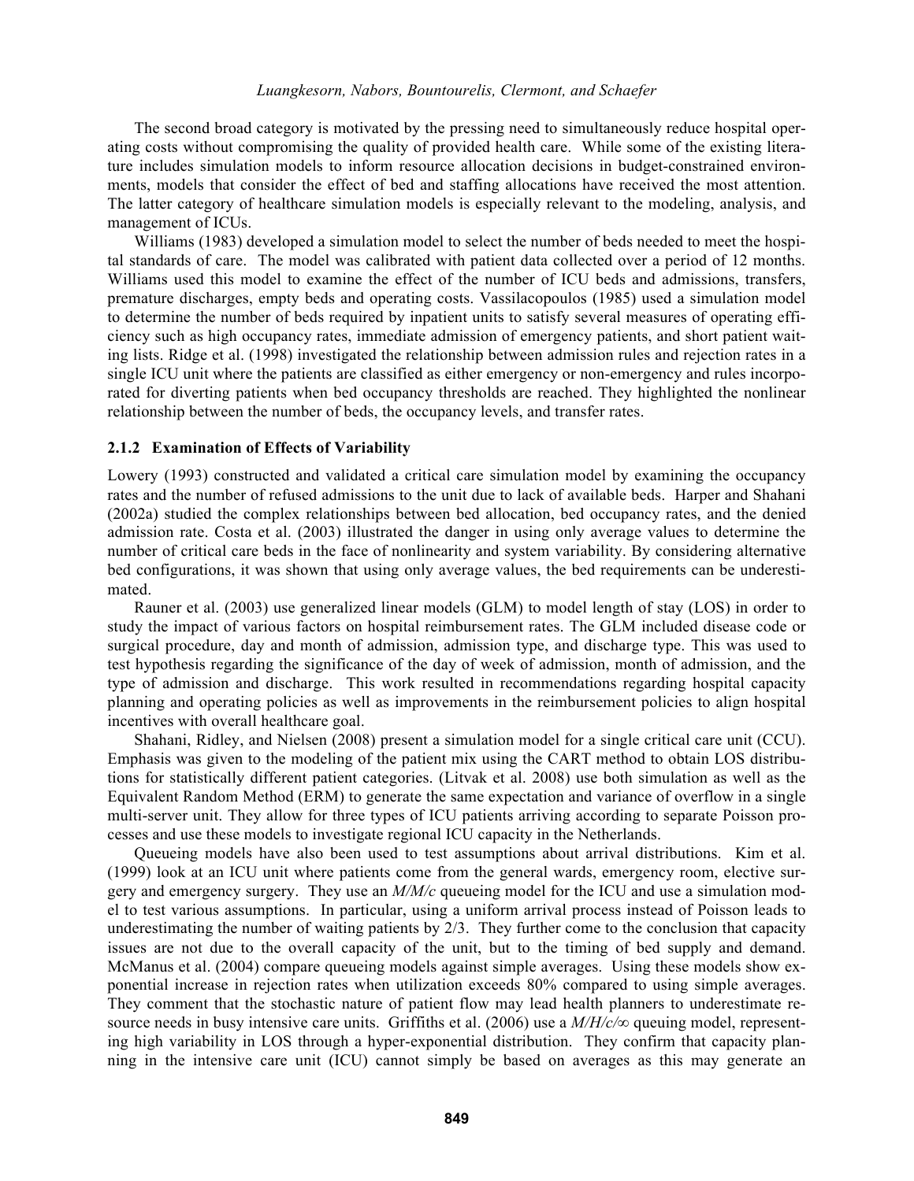The second broad category is motivated by the pressing need to simultaneously reduce hospital operating costs without compromising the quality of provided health care. While some of the existing literature includes simulation models to inform resource allocation decisions in budget-constrained environments, models that consider the effect of bed and staffing allocations have received the most attention. The latter category of healthcare simulation models is especially relevant to the modeling, analysis, and management of ICUs.

Williams (1983) developed a simulation model to select the number of beds needed to meet the hospital standards of care. The model was calibrated with patient data collected over a period of 12 months. Williams used this model to examine the effect of the number of ICU beds and admissions, transfers, premature discharges, empty beds and operating costs. Vassilacopoulos (1985) used a simulation model to determine the number of beds required by inpatient units to satisfy several measures of operating efficiency such as high occupancy rates, immediate admission of emergency patients, and short patient waiting lists. Ridge et al. (1998) investigated the relationship between admission rules and rejection rates in a single ICU unit where the patients are classified as either emergency or non-emergency and rules incorporated for diverting patients when bed occupancy thresholds are reached. They highlighted the nonlinear relationship between the number of beds, the occupancy levels, and transfer rates.

### 2.1.2 Examination of Effects of Variability

Lowery (1993) constructed and validated a critical care simulation model by examining the occupancy rates and the number of refused admissions to the unit due to lack of available beds. Harper and Shahani (2002a) studied the complex relationships between bed allocation, bed occupancy rates, and the denied admission rate. Costa et al. (2003) illustrated the danger in using only average values to determine the number of critical care beds in the face of nonlinearity and system variability. By considering alternative bed configurations, it was shown that using only average values, the bed requirements can be underestimated.

Rauner et al. (2003) use generalized linear models (GLM) to model length of stay (LOS) in order to study the impact of various factors on hospital reimbursement rates. The GLM included disease code or surgical procedure, day and month of admission, admission type, and discharge type. This was used to test hypothesis regarding the significance of the day of week of admission, month of admission, and the type of admission and discharge. This work resulted in recommendations regarding hospital capacity planning and operating policies as well as improvements in the reimbursement policies to align hospital incentives with overall healthcare goal.

Shahani, Ridley, and Nielsen (2008) present a simulation model for a single critical care unit (CCU). Emphasis was given to the modeling of the patient mix using the CART method to obtain LOS distributions for statistically different patient categories. (Litvak et al. 2008) use both simulation as well as the Equivalent Random Method (ERM) to generate the same expectation and variance of overflow in a single multi-server unit. They allow for three types of ICU patients arriving according to separate Poisson processes and use these models to investigate regional ICU capacity in the Netherlands.

Queueing models have also been used to test assumptions about arrival distributions. Kim et al. (1999) look at an ICU unit where patients come from the general wards, emergency room, elective surgery and emergency surgery. They use an *M/M/c* queueing model for the ICU and use a simulation model to test various assumptions. In particular, using a uniform arrival process instead of Poisson leads to underestimating the number of waiting patients by 2/3. They further come to the conclusion that capacity issues are not due to the overall capacity of the unit, but to the timing of bed supply and demand. McManus et al. (2004) compare queueing models against simple averages. Using these models show exponential increase in rejection rates when utilization exceeds 80% compared to using simple averages. They comment that the stochastic nature of patient flow may lead health planners to underestimate resource needs in busy intensive care units. Griffiths et al. (2006) use a *M/H/c/∞* queuing model, representing high variability in LOS through a hyper-exponential distribution. They confirm that capacity planning in the intensive care unit (ICU) cannot simply be based on averages as this may generate an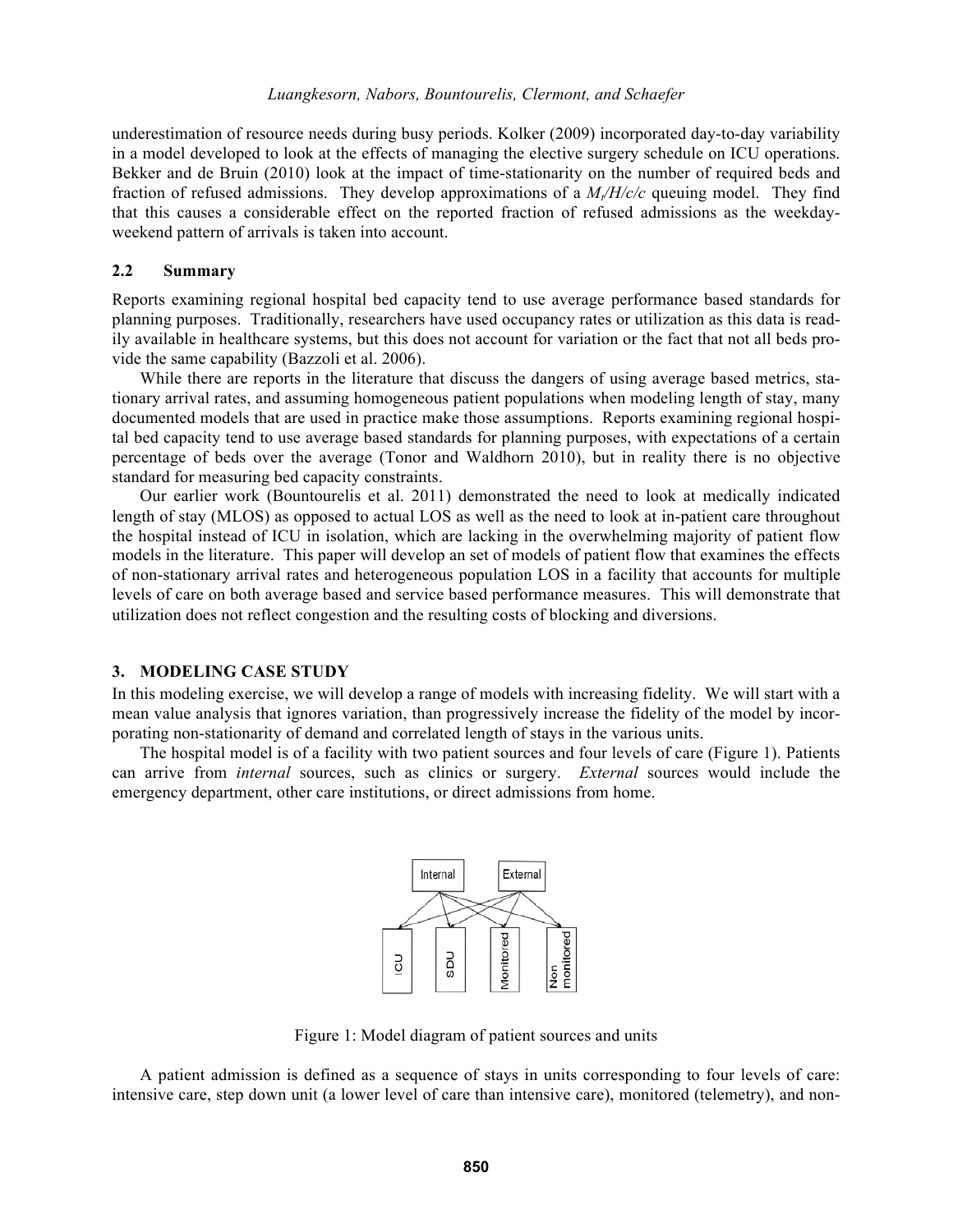underestimation of resource needs during busy periods. Kolker (2009) incorporated day-to-day variability in a model developed to look at the effects of managing the elective surgery schedule on ICU operations. Bekker and de Bruin (2010) look at the impact of time-stationarity on the number of required beds and fraction of refused admissions. They develop approximations of a $M_t/H/c/c$ queuing model. They find that this causes a considerable effect on the reported fraction of refused admissions as the weekday-weekend pattern of arrivals is taken into account.

### 2.2 Summary

Reports examining regional hospital bed capacity tend to use average performance based standards for planning purposes. Traditionally, researchers have used occupancy rates or utilization as this data is readily available in healthcare systems, but this does not account for variation or the fact that not all beds provide the same capability (Bazzoli et al. 2006).

While there are reports in the literature that discuss the dangers of using average based metrics, stationary arrival rates, and assuming homogeneous patient populations when modeling length of stay, many documented models that are used in practice make those assumptions. Reports examining regional hospital bed capacity tend to use average based standards for planning purposes, with expectations of a certain percentage of beds over the average (Tonor and Waldhorn 2010), but in reality there is no objective standard for measuring bed capacity constraints.

Our earlier work (Bountourelis et al. 2011) demonstrated the need to look at medically indicated length of stay (MLOS) as opposed to actual LOS as well as the need to look at in-patient care throughout the hospital instead of ICU in isolation, which are lacking in the overwhelming majority of patient flow models in the literature. This paper will develop an set of models of patient flow that examines the effects of non-stationary arrival rates and heterogeneous population LOS in a facility that accounts for multiple levels of care on both average based and service based performance measures. This will demonstrate that utilization does not reflect congestion and the resulting costs of blocking and diversions.

## 3. MODELING CASE STUDY

In this modeling exercise, we will develop a range of models with increasing fidelity. We will start with a mean value analysis that ignores variation, than progressively increase the fidelity of the model by incorporating non-stationarity of demand and correlated length of stays in the various units.

The hospital model is of a facility with two patient sources and four levels of care (Figure 1). Patients can arrive from *internal* sources, such as clinics or surgery. *External* sources would include the emergency department, other care institutions, or direct admissions from home.

Internal | External

ICU | SDU | Monitored | Non monitored

Figure 1: Model diagram of patient sources and units

A patient admission is defined as a sequence of stays in units corresponding to four levels of care: intensive care, step down unit (a lower level of care than intensive care), monitored (telemetry), and non-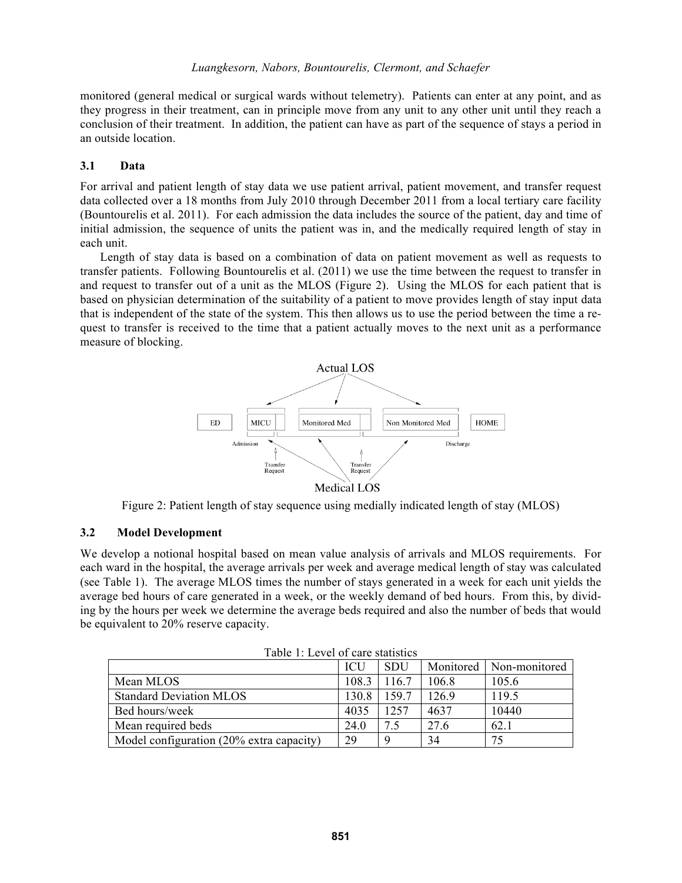monitored (general medical or surgical wards without telemetry). Patients can enter at any point, and as they progress in their treatment, can in principle move from any unit to any other unit until they reach a conclusion of their treatment. In addition, the patient can have as part of the sequence of stays a period in an outside location.

### 3.1 Data

For arrival and patient length of stay data we use patient arrival, patient movement, and transfer request data collected over a 18 months from July 2010 through December 2011 from a local tertiary care facility (Bountourelis et al. 2011). For each admission the data includes the source of the patient, day and time of initial admission, the sequence of units the patient was in, and the medically required length of stay in each unit.

Length of stay data is based on a combination of data on patient movement as well as requests to transfer patients. Following Bountourelis et al. (2011) we use the time between the request to transfer in and request to transfer out of a unit as the MLOS (Figure 2). Using the MLOS for each patient that is based on physician determination of the suitability of a patient to move provides length of stay input data that is independent of the state of the system. This then allows us to use the period between the time a request to transfer is received to the time that a patient actually moves to the next unit as a performance measure of blocking.

Actual LOS

ED | MICU | Monitored Med | Non Monitored Med | HOME

Admission | Transfer Request | Transfer Request | Discharge

Medical LOS

Figure 2: Patient length of stay sequence using medially indicated length of stay (MLOS)

### 3.2 Model Development

We develop a notional hospital based on mean value analysis of arrivals and MLOS requirements. For each ward in the hospital, the average arrivals per week and average medical length of stay was calculated (see Table 1). The average MLOS times the number of stays generated in a week for each unit yields the average bed hours of care generated in a week, or the weekly demand of bed hours. From this, by dividing by the hours per week we determine the average beds required and also the number of beds that would be equivalent to 20% reserve capacity.

Table 1: Level of care statistics

| | ICU | SDU | Monitored | Non-monitored |
|---|---|---|---|---|
| Mean MLOS | 108.3 | 116.7 | 106.8 | 105.6 |
| Standard Deviation MLOS | 130.8 | 159.7 | 126.9 | 119.5 |
| Bed hours/week | 4035 | 1257 | 4637 | 10440 |
| Mean required beds | 24.0 | 7.5 | 27.6 | 62.1 |
| Model configuration (20% extra capacity) | 29 | 9 | 34 | 75 |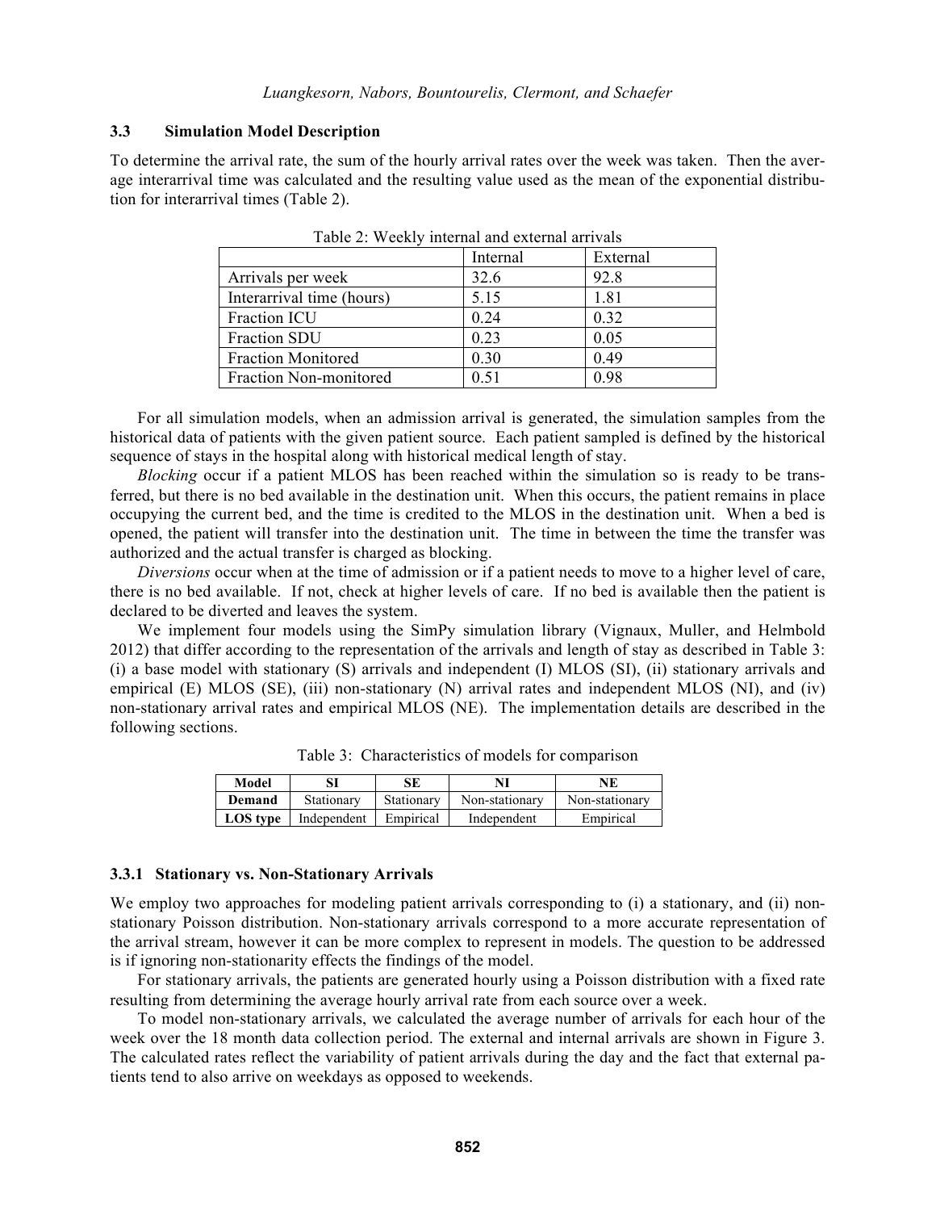### 3.3 Simulation Model Description

To determine the arrival rate, the sum of the hourly arrival rates over the week was taken. Then the average interarrival time was calculated and the resulting value used as the mean of the exponential distribution for interarrival times (Table 2).

Table 2: Weekly internal and external arrivals

| | Internal | External |
|---|---|---|
| Arrivals per week | 32.6 | 92.8 |
| Interarrival time (hours) | 5.15 | 1.81 |
| Fraction ICU | 0.24 | 0.32 |
| Fraction SDU | 0.23 | 0.05 |
| Fraction Monitored | 0.30 | 0.49 |
| Fraction Non-monitored | 0.51 | 0.98 |

For all simulation models, when an admission arrival is generated, the simulation samples from the historical data of patients with the given patient source. Each patient sampled is defined by the historical sequence of stays in the hospital along with historical medical length of stay.

*Blocking* occur if a patient MLOS has been reached within the simulation so is ready to be transferred, but there is no bed available in the destination unit. When this occurs, the patient remains in place occupying the current bed, and the time is credited to the MLOS in the destination unit. When a bed is opened, the patient will transfer into the destination unit. The time in between the time the transfer was authorized and the actual transfer is charged as blocking.

*Diversions* occur when at the time of admission or if a patient needs to move to a higher level of care, there is no bed available. If not, check at higher levels of care. If no bed is available then the patient is declared to be diverted and leaves the system.

We implement four models using the SimPy simulation library (Vignaux, Muller, and Helmbold 2012) that differ according to the representation of the arrivals and length of stay as described in Table 3: (i) a base model with stationary (S) arrivals and independent (I) MLOS (SI), (ii) stationary arrivals and empirical (E) MLOS (SE), (iii) non-stationary (N) arrival rates and independent MLOS (NI), and (iv) non-stationary arrival rates and empirical MLOS (NE). The implementation details are described in the following sections.

Table 3: Characteristics of models for comparison

| Model | SI | SE | NI | NE |
|---|---|---|---|---|
| **Demand** | Stationary | Stationary | Non-stationary | Non-stationary |
| **LOS type** | Independent | Empirical | Independent | Empirical |

#### 3.3.1 Stationary vs. Non-Stationary Arrivals

We employ two approaches for modeling patient arrivals corresponding to (i) a stationary, and (ii) non-stationary Poisson distribution. Non-stationary arrivals correspond to a more accurate representation of the arrival stream, however it can be more complex to represent in models. The question to be addressed is if ignoring non-stationarity effects the findings of the model.

For stationary arrivals, the patients are generated hourly using a Poisson distribution with a fixed rate resulting from determining the average hourly arrival rate from each source over a week.

To model non-stationary arrivals, we calculated the average number of arrivals for each hour of the week over the 18 month data collection period. The external and internal arrivals are shown in Figure 3. The calculated rates reflect the variability of patient arrivals during the day and the fact that external patients tend to also arrive on weekdays as opposed to weekends.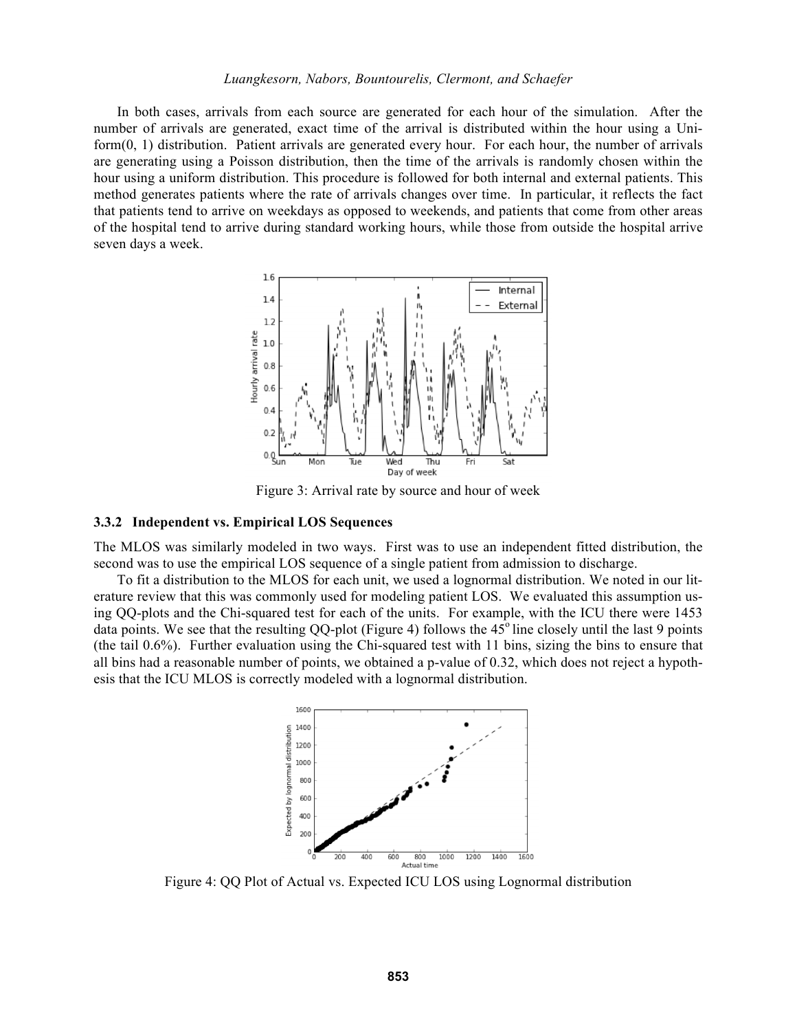In both cases, arrivals from each source are generated for each hour of the simulation. After the number of arrivals are generated, exact time of the arrival is distributed within the hour using a Uniform(0, 1) distribution. Patient arrivals are generated every hour. For each hour, the number of arrivals are generating using a Poisson distribution, then the time of the arrivals is randomly chosen within the hour using a uniform distribution. This procedure is followed for both internal and external patients. This method generates patients where the rate of arrivals changes over time. In particular, it reflects the fact that patients tend to arrive on weekdays as opposed to weekends, and patients that come from other areas of the hospital tend to arrive during standard working hours, while those from outside the hospital arrive seven days a week.

Figure 3: Arrival rate by source and hour of week

### 3.3.2 Independent vs. Empirical LOS Sequences

The MLOS was similarly modeled in two ways. First was to use an independent fitted distribution, the second was to use the empirical LOS sequence of a single patient from admission to discharge.

To fit a distribution to the MLOS for each unit, we used a lognormal distribution. We noted in our literature review that this was commonly used for modeling patient LOS. We evaluated this assumption using QQ-plots and the Chi-squared test for each of the units. For example, with the ICU there were 1453 data points. We see that the resulting QQ-plot (Figure 4) follows the $45^{o}$ line closely until the last 9 points (the tail 0.6%). Further evaluation using the Chi-squared test with 11 bins, sizing the bins to ensure that all bins had a reasonable number of points, we obtained a p-value of 0.32, which does not reject a hypothesis that the ICU MLOS is correctly modeled with a lognormal distribution.

Figure 4: QQ Plot of Actual vs. Expected ICU LOS using Lognormal distribution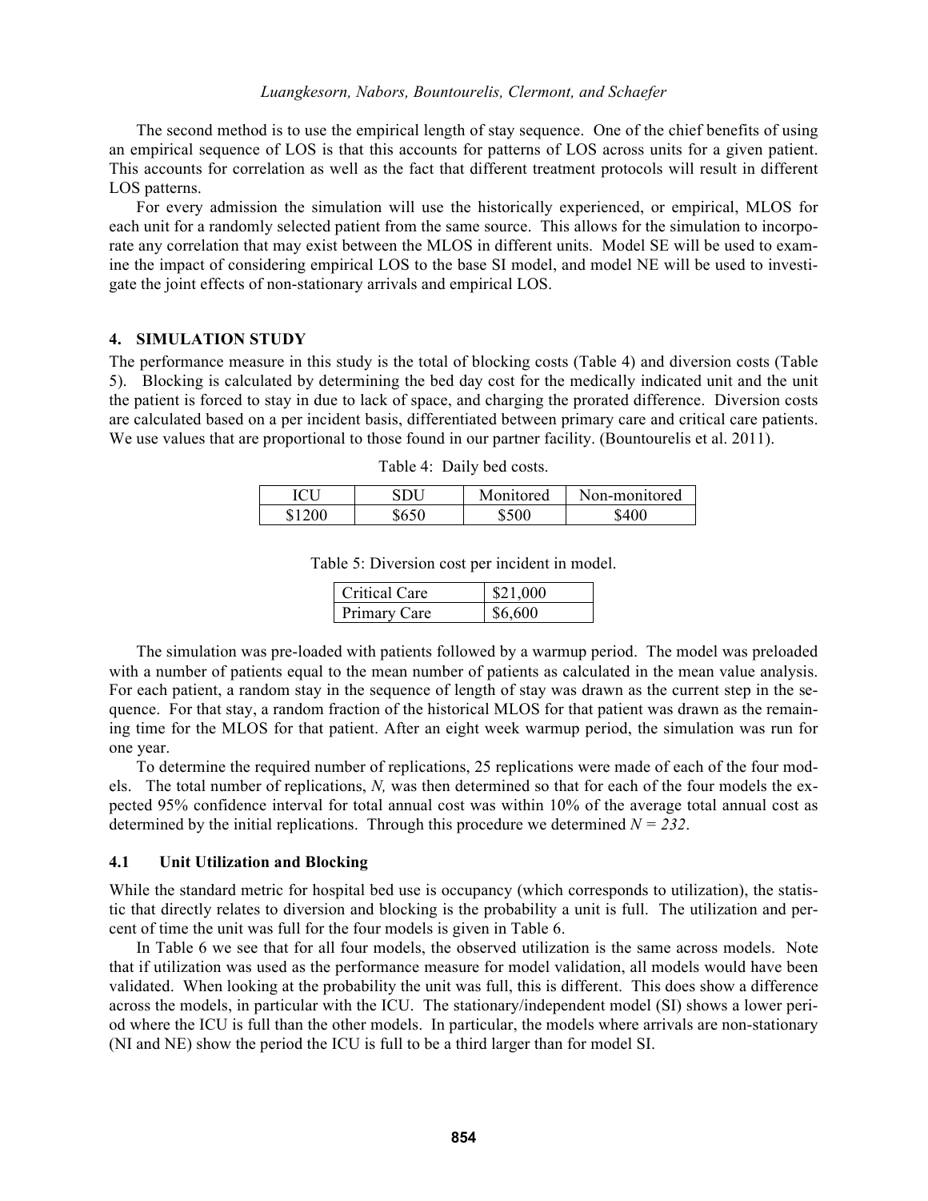The second method is to use the empirical length of stay sequence. One of the chief benefits of using an empirical sequence of LOS is that this accounts for patterns of LOS across units for a given patient. This accounts for correlation as well as the fact that different treatment protocols will result in different LOS patterns.

For every admission the simulation will use the historically experienced, or empirical, MLOS for each unit for a randomly selected patient from the same source. This allows for the simulation to incorporate any correlation that may exist between the MLOS in different units. Model SE will be used to examine the impact of considering empirical LOS to the base SI model, and model NE will be used to investigate the joint effects of non-stationary arrivals and empirical LOS.

## 4. SIMULATION STUDY

The performance measure in this study is the total of blocking costs (Table 4) and diversion costs (Table 5). Blocking is calculated by determining the bed day cost for the medically indicated unit and the unit the patient is forced to stay in due to lack of space, and charging the prorated difference. Diversion costs are calculated based on a per incident basis, differentiated between primary care and critical care patients. We use values that are proportional to those found in our partner facility. (Bountourelis et al. 2011).

Table 4: Daily bed costs.

| ICU | SDU | Monitored | Non-monitored |
|---|---|---|---|
| \$1200 | \$650 | \$500 | \$400 |

Table 5: Diversion cost per incident in model.

| Critical Care | \$21,000 |
|---|---|
| Primary Care | \$6,600 |

The simulation was pre-loaded with patients followed by a warmup period. The model was preloaded with a number of patients equal to the mean number of patients as calculated in the mean value analysis. For each patient, a random stay in the sequence of length of stay was drawn as the current step in the sequence. For that stay, a random fraction of the historical MLOS for that patient was drawn as the remaining time for the MLOS for that patient. After an eight week warmup period, the simulation was run for one year.

To determine the required number of replications, 25 replications were made of each of the four models. The total number of replications, *N,* was then determined so that for each of the four models the expected 95% confidence interval for total annual cost was within 10% of the average total annual cost as determined by the initial replications. Through this procedure we determined $N = 232$.

### 4.1 Unit Utilization and Blocking

While the standard metric for hospital bed use is occupancy (which corresponds to utilization), the statistic that directly relates to diversion and blocking is the probability a unit is full. The utilization and percent of time the unit was full for the four models is given in Table 6.

In Table 6 we see that for all four models, the observed utilization is the same across models. Note that if utilization was used as the performance measure for model validation, all models would have been validated. When looking at the probability the unit was full, this is different. This does show a difference across the models, in particular with the ICU. The stationary/independent model (SI) shows a lower period where the ICU is full than the other models. In particular, the models where arrivals are non-stationary (NI and NE) show the period the ICU is full to be a third larger than for model SI.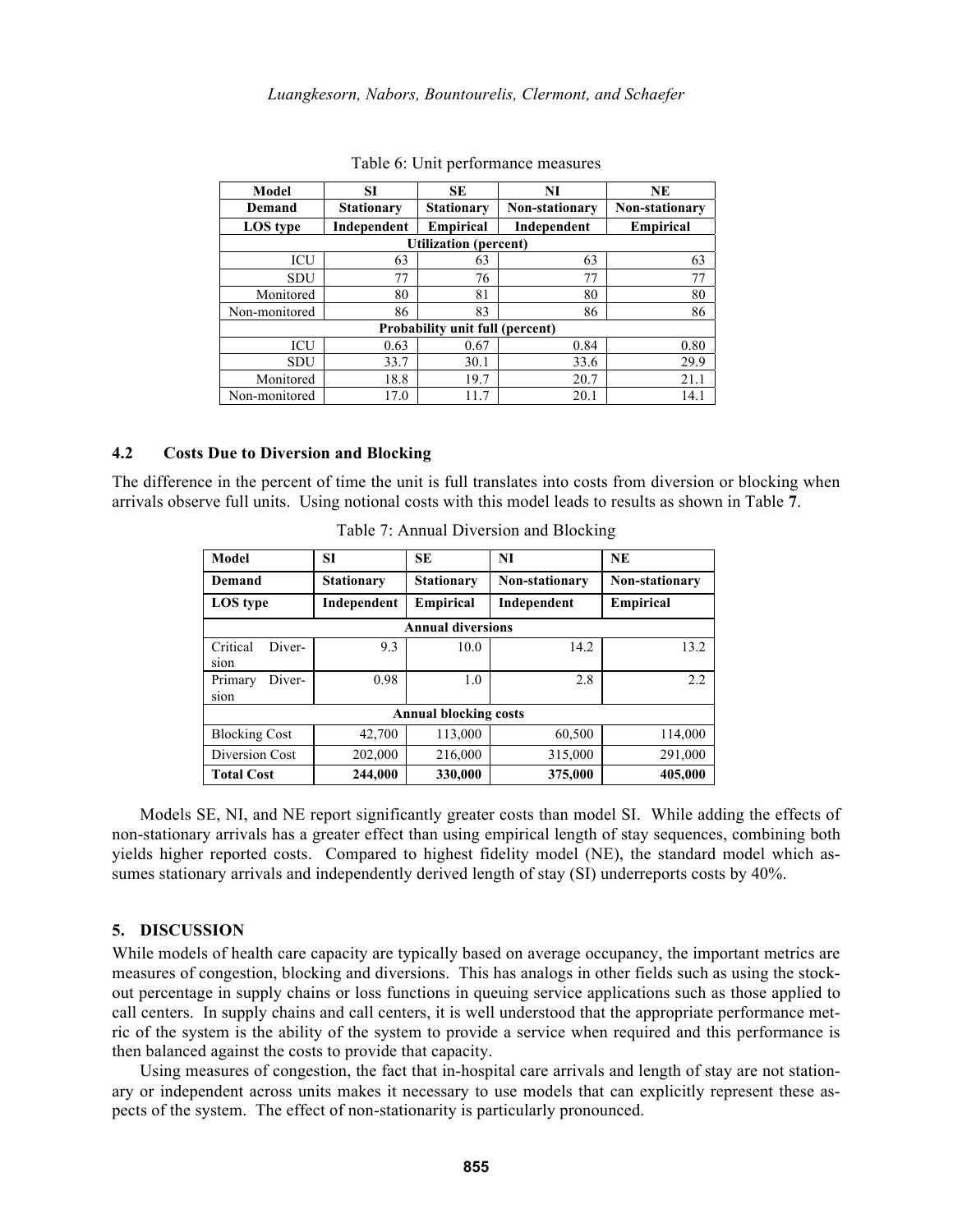Table 6: Unit performance measures

| Model | SI | SE | NI | NE |
|---|---|---|---|---|
| **Demand** | **Stationary** | **Stationary** | **Non-stationary** | **Non-stationary** |
| **LOS type** | **Independent** | **Empirical** | **Independent** | **Empirical** |
| **Utilization (percent)** | | | | |
| ICU | 63 | 63 | 63 | 63 |
| SDU | 77 | 76 | 77 | 77 |
| Monitored | 80 | 81 | 80 | 80 |
| Non-monitored | 86 | 83 | 86 | 86 |
| **Probability unit full (percent)** | | | | |
| ICU | 0.63 | 0.67 | 0.84 | 0.80 |
| SDU | 33.7 | 30.1 | 33.6 | 29.9 |
| Monitored | 18.8 | 19.7 | 20.7 | 21.1 |
| Non-monitored | 17.0 | 11.7 | 20.1 | 14.1 |

### 4.2 Costs Due to Diversion and Blocking

The difference in the percent of time the unit is full translates into costs from diversion or blocking when arrivals observe full units. Using notional costs with this model leads to results as shown in Table **7**.

Table 7: Annual Diversion and Blocking

| Model | SI | SE | NI | NE |
|---|---|---|---|---|
| **Demand** | **Stationary** | **Stationary** | **Non-stationary** | **Non-stationary** |
| **LOS type** | **Independent** | **Empirical** | **Independent** | **Empirical** |
| **Annual diversions** | | | | |
| Critical Diversion | 9.3 | 10.0 | 14.2 | 13.2 |
| Primary Diversion | 0.98 | 1.0 | 2.8 | 2.2 |
| **Annual blocking costs** | | | | |
| Blocking Cost | 42,700 | 113,000 | 60,500 | 114,000 |
| Diversion Cost | 202,000 | 216,000 | 315,000 | 291,000 |
| **Total Cost** | **244,000** | **330,000** | **375,000** | **405,000** |

Models SE, NI, and NE report significantly greater costs than model SI. While adding the effects of non-stationary arrivals has a greater effect than using empirical length of stay sequences, combining both yields higher reported costs. Compared to highest fidelity model (NE), the standard model which assumes stationary arrivals and independently derived length of stay (SI) underreports costs by 40%.

## 5. DISCUSSION

While models of health care capacity are typically based on average occupancy, the important metrics are measures of congestion, blocking and diversions. This has analogs in other fields such as using the stock-out percentage in supply chains or loss functions in queuing service applications such as those applied to call centers. In supply chains and call centers, it is well understood that the appropriate performance metric of the system is the ability of the system to provide a service when required and this performance is then balanced against the costs to provide that capacity.

Using measures of congestion, the fact that in-hospital care arrivals and length of stay are not stationary or independent across units makes it necessary to use models that can explicitly represent these aspects of the system. The effect of non-stationarity is particularly pronounced.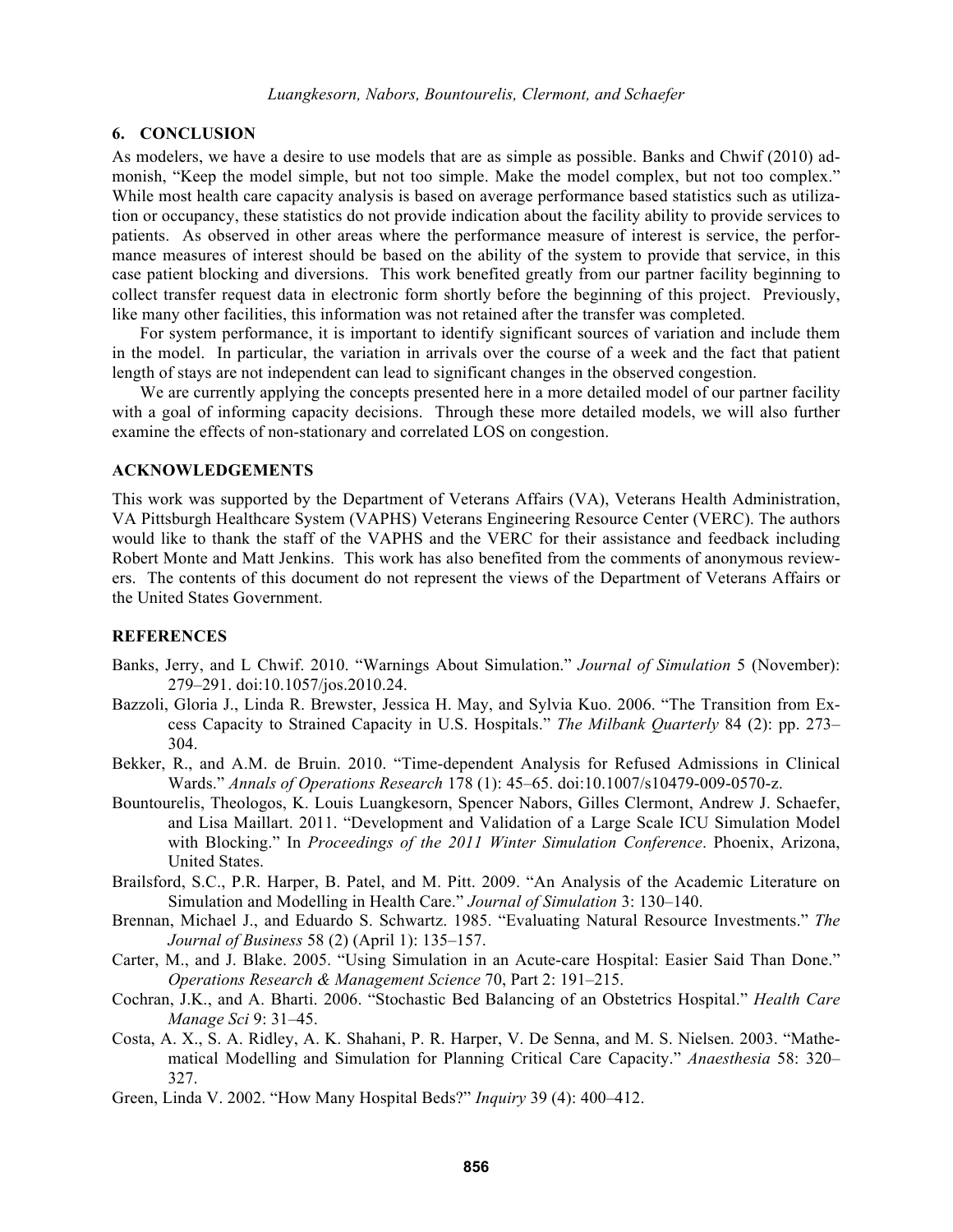## 6. CONCLUSION

As modelers, we have a desire to use models that are as simple as possible. Banks and Chwif (2010) admonish, "Keep the model simple, but not too simple. Make the model complex, but not too complex." While most health care capacity analysis is based on average performance based statistics such as utilization or occupancy, these statistics do not provide indication about the facility ability to provide services to patients. As observed in other areas where the performance measure of interest is service, the performance measures of interest should be based on the ability of the system to provide that service, in this case patient blocking and diversions. This work benefited greatly from our partner facility beginning to collect transfer request data in electronic form shortly before the beginning of this project. Previously, like many other facilities, this information was not retained after the transfer was completed.

For system performance, it is important to identify significant sources of variation and include them in the model. In particular, the variation in arrivals over the course of a week and the fact that patient length of stays are not independent can lead to significant changes in the observed congestion.

We are currently applying the concepts presented here in a more detailed model of our partner facility with a goal of informing capacity decisions. Through these more detailed models, we will also further examine the effects of non-stationary and correlated LOS on congestion.

## ACKNOWLEDGEMENTS

This work was supported by the Department of Veterans Affairs (VA), Veterans Health Administration, VA Pittsburgh Healthcare System (VAPHS) Veterans Engineering Resource Center (VERC). The authors would like to thank the staff of the VAPHS and the VERC for their assistance and feedback including Robert Monte and Matt Jenkins. This work has also benefited from the comments of anonymous reviewers. The contents of this document do not represent the views of the Department of Veterans Affairs or the United States Government.

## REFERENCES

Banks, Jerry, and L Chwif. 2010. "Warnings About Simulation." *Journal of Simulation* 5 (November): 279–291. doi:10.1057/jos.2010.24.

Bazzoli, Gloria J., Linda R. Brewster, Jessica H. May, and Sylvia Kuo. 2006. "The Transition from Excess Capacity to Strained Capacity in U.S. Hospitals." *The Milbank Quarterly* 84 (2): pp. 273–304.

Bekker, R., and A.M. de Bruin. 2010. "Time-dependent Analysis for Refused Admissions in Clinical Wards." *Annals of Operations Research* 178 (1): 45–65. doi:10.1007/s10479-009-0570-z.

Bountourelis, Theologos, K. Louis Luangkesorn, Spencer Nabors, Gilles Clermont, Andrew J. Schaefer, and Lisa Maillart. 2011. "Development and Validation of a Large Scale ICU Simulation Model with Blocking." In *Proceedings of the 2011 Winter Simulation Conference*. Phoenix, Arizona, United States.

Brailsford, S.C., P.R. Harper, B. Patel, and M. Pitt. 2009. "An Analysis of the Academic Literature on Simulation and Modelling in Health Care." *Journal of Simulation* 3: 130–140.

Brennan, Michael J., and Eduardo S. Schwartz. 1985. "Evaluating Natural Resource Investments." *The Journal of Business* 58 (2) (April 1): 135–157.

Carter, M., and J. Blake. 2005. "Using Simulation in an Acute-care Hospital: Easier Said Than Done." *Operations Research & Management Science* 70, Part 2: 191–215.

Cochran, J.K., and A. Bharti. 2006. "Stochastic Bed Balancing of an Obstetrics Hospital." *Health Care Manage Sci* 9: 31–45.

Costa, A. X., S. A. Ridley, A. K. Shahani, P. R. Harper, V. De Senna, and M. S. Nielsen. 2003. "Mathematical Modelling and Simulation for Planning Critical Care Capacity." *Anaesthesia* 58: 320–327.

Green, Linda V. 2002. "How Many Hospital Beds?" *Inquiry* 39 (4): 400–412.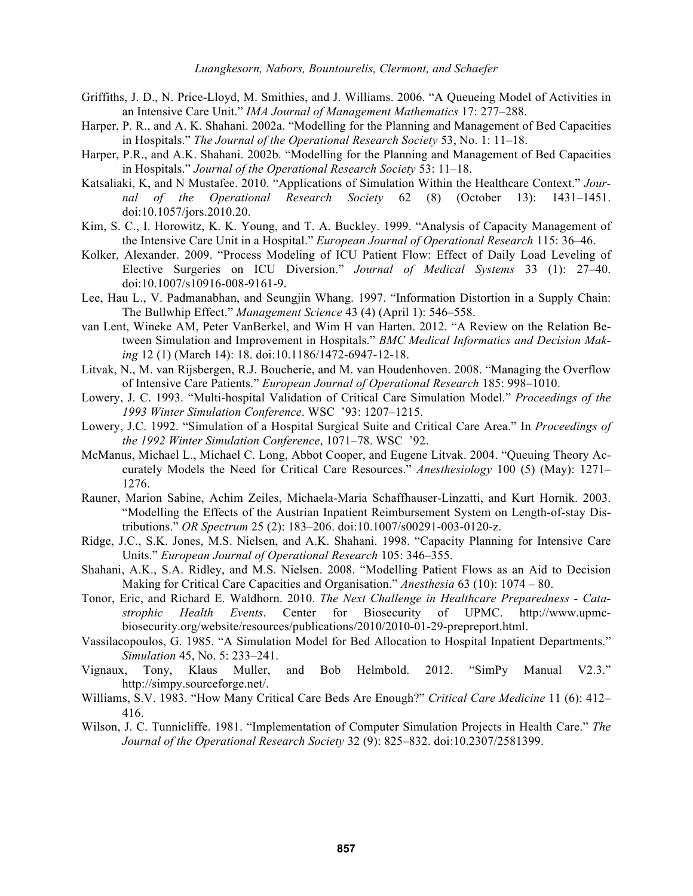Griffiths, J. D., N. Price-Lloyd, M. Smithies, and J. Williams. 2006. "A Queueing Model of Activities in an Intensive Care Unit." *IMA Journal of Management Mathematics* 17: 277–288.

Harper, P. R., and A. K. Shahani. 2002a. "Modelling for the Planning and Management of Bed Capacities in Hospitals." *The Journal of the Operational Research Society* 53, No. 1: 11–18.

Harper, P.R., and A.K. Shahani. 2002b. "Modelling for the Planning and Management of Bed Capacities in Hospitals." *Journal of the Operational Research Society* 53: 11–18.

Katsaliaki, K, and N Mustafee. 2010. "Applications of Simulation Within the Healthcare Context." *Journal of the Operational Research Society* 62 (8) (October 13): 1431–1451. doi:10.1057/jors.2010.20.

Kim, S. C., I. Horowitz, K. K. Young, and T. A. Buckley. 1999. "Analysis of Capacity Management of the Intensive Care Unit in a Hospital." *European Journal of Operational Research* 115: 36–46.

Kolker, Alexander. 2009. "Process Modeling of ICU Patient Flow: Effect of Daily Load Leveling of Elective Surgeries on ICU Diversion." *Journal of Medical Systems* 33 (1): 27–40. doi:10.1007/s10916-008-9161-9.

Lee, Hau L., V. Padmanabhan, and Seungjin Whang. 1997. "Information Distortion in a Supply Chain: The Bullwhip Effect." *Management Science* 43 (4) (April 1): 546–558.

van Lent, Wineke AM, Peter VanBerkel, and Wim H van Harten. 2012. "A Review on the Relation Between Simulation and Improvement in Hospitals." *BMC Medical Informatics and Decision Making* 12 (1) (March 14): 18. doi:10.1186/1472-6947-12-18.

Litvak, N., M. van Rijsbergen, R.J. Boucherie, and M. van Houdenhoven. 2008. "Managing the Overflow of Intensive Care Patients." *European Journal of Operational Research* 185: 998–1010.

Lowery, J. C. 1993. "Multi-hospital Validation of Critical Care Simulation Model." *Proceedings of the 1993 Winter Simulation Conference*. WSC '93: 1207–1215.

Lowery, J.C. 1992. "Simulation of a Hospital Surgical Suite and Critical Care Area." In *Proceedings of the 1992 Winter Simulation Conference*, 1071–78. WSC '92.

McManus, Michael L., Michael C. Long, Abbot Cooper, and Eugene Litvak. 2004. "Queuing Theory Accurately Models the Need for Critical Care Resources." *Anesthesiology* 100 (5) (May): 1271–1276.

Rauner, Marion Sabine, Achim Zeiles, Michaela-Maria Schaffhauser-Linzatti, and Kurt Hornik. 2003. "Modelling the Effects of the Austrian Inpatient Reimbursement System on Length-of-stay Distributions." *OR Spectrum* 25 (2): 183–206. doi:10.1007/s00291-003-0120-z.

Ridge, J.C., S.K. Jones, M.S. Nielsen, and A.K. Shahani. 1998. "Capacity Planning for Intensive Care Units." *European Journal of Operational Research* 105: 346–355.

Shahani, A.K., S.A. Ridley, and M.S. Nielsen. 2008. "Modelling Patient Flows as an Aid to Decision Making for Critical Care Capacities and Organisation." *Anesthesia* 63 (10): 1074 – 80.

Tonor, Eric, and Richard E. Waldhorn. 2010. *The Next Challenge in Healthcare Preparedness - Catastrophic Health Events*. Center for Biosecurity of UPMC. http://www.upmc-biosecurity.org/website/resources/publications/2010/2010-01-29-prepreport.html.

Vassilacopoulos, G. 1985. "A Simulation Model for Bed Allocation to Hospital Inpatient Departments." *Simulation* 45, No. 5: 233–241.

Vignaux, Tony, Klaus Muller, and Bob Helmbold. 2012. "SimPy Manual V2.3." http://simpy.sourceforge.net/.

Williams, S.V. 1983. "How Many Critical Care Beds Are Enough?" *Critical Care Medicine* 11 (6): 412–416.

Wilson, J. C. Tunnicliffe. 1981. "Implementation of Computer Simulation Projects in Health Care." *The Journal of the Operational Research Society* 32 (9): 825–832. doi:10.2307/2581399.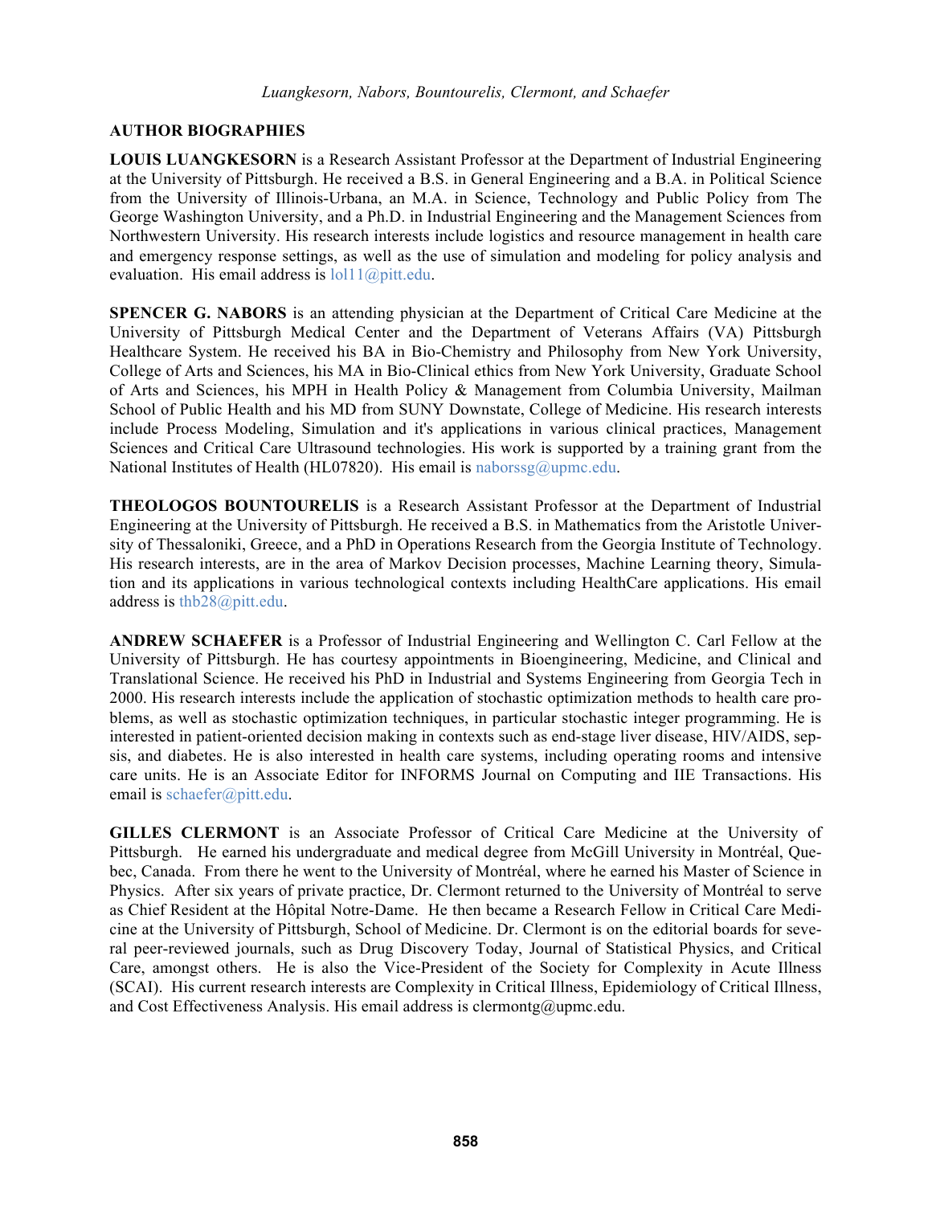## AUTHOR BIOGRAPHIES

**LOUIS LUANGKESORN** is a Research Assistant Professor at the Department of Industrial Engineering at the University of Pittsburgh. He received a B.S. in General Engineering and a B.A. in Political Science from the University of Illinois-Urbana, an M.A. in Science, Technology and Public Policy from The George Washington University, and a Ph.D. in Industrial Engineering and the Management Sciences from Northwestern University. His research interests include logistics and resource management in health care and emergency response settings, as well as the use of simulation and modeling for policy analysis and evaluation. His email address is lol11@pitt.edu.

**SPENCER G. NABORS** is an attending physician at the Department of Critical Care Medicine at the University of Pittsburgh Medical Center and the Department of Veterans Affairs (VA) Pittsburgh Healthcare System. He received his BA in Bio-Chemistry and Philosophy from New York University, College of Arts and Sciences, his MA in Bio-Clinical ethics from New York University, Graduate School of Arts and Sciences, his MPH in Health Policy & Management from Columbia University, Mailman School of Public Health and his MD from SUNY Downstate, College of Medicine. His research interests include Process Modeling, Simulation and it's applications in various clinical practices, Management Sciences and Critical Care Ultrasound technologies. His work is supported by a training grant from the National Institutes of Health (HL07820). His email is naborssg@upmc.edu.

**THEOLOGOS BOUNTOURELIS** is a Research Assistant Professor at the Department of Industrial Engineering at the University of Pittsburgh. He received a B.S. in Mathematics from the Aristotle University of Thessaloniki, Greece, and a PhD in Operations Research from the Georgia Institute of Technology. His research interests, are in the area of Markov Decision processes, Machine Learning theory, Simulation and its applications in various technological contexts including HealthCare applications. His email address is thb28@pitt.edu.

**ANDREW SCHAEFER** is a Professor of Industrial Engineering and Wellington C. Carl Fellow at the University of Pittsburgh. He has courtesy appointments in Bioengineering, Medicine, and Clinical and Translational Science. He received his PhD in Industrial and Systems Engineering from Georgia Tech in 2000. His research interests include the application of stochastic optimization methods to health care problems, as well as stochastic optimization techniques, in particular stochastic integer programming. He is interested in patient-oriented decision making in contexts such as end-stage liver disease, HIV/AIDS, sepsis, and diabetes. He is also interested in health care systems, including operating rooms and intensive care units. He is an Associate Editor for INFORMS Journal on Computing and IIE Transactions. His email is schaefer@pitt.edu.

**GILLES CLERMONT** is an Associate Professor of Critical Care Medicine at the University of Pittsburgh. He earned his undergraduate and medical degree from McGill University in Montréal, Quebec, Canada. From there he went to the University of Montréal, where he earned his Master of Science in Physics. After six years of private practice, Dr. Clermont returned to the University of Montréal to serve as Chief Resident at the Hôpital Notre-Dame. He then became a Research Fellow in Critical Care Medicine at the University of Pittsburgh, School of Medicine. Dr. Clermont is on the editorial boards for several peer-reviewed journals, such as Drug Discovery Today, Journal of Statistical Physics, and Critical Care, amongst others. He is also the Vice-President of the Society for Complexity in Acute Illness (SCAI). His current research interests are Complexity in Critical Illness, Epidemiology of Critical Illness, and Cost Effectiveness Analysis. His email address is clermontg@upmc.edu.